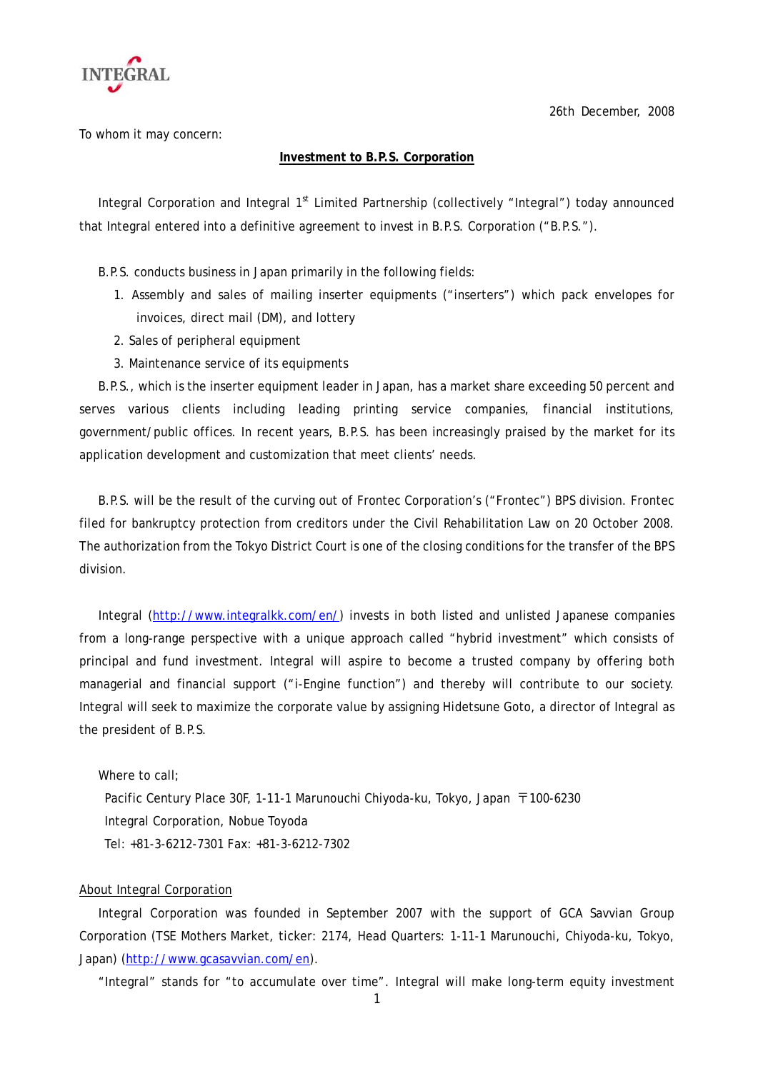INTEGRAL

26th December, 2008

To whom it may concern:

**Investment to B.P.S. Corporation**

Integral Corporation and Integral 1st Limited Partnership (collectively "Integral") today announced that Integral entered into a definitive agreement to invest in B.P.S. Corporation ("B.P.S.").

B.P.S. conducts business in Japan primarily in the following fields:

1. Assembly and sales of mailing inserter equipments ("inserters") which pack envelopes for invoices, direct mail (DM), and lottery
2. Sales of peripheral equipment
3. Maintenance service of its equipments

B.P.S., which is the inserter equipment leader in Japan, has a market share exceeding 50 percent and serves various clients including leading printing service companies, financial institutions, government/public offices. In recent years, B.P.S. has been increasingly praised by the market for its application development and customization that meet clients' needs.

B.P.S. will be the result of the curving out of Frontec Corporation's ("Frontec") BPS division. Frontec filed for bankruptcy protection from creditors under the Civil Rehabilitation Law on 20 October 2008. The authorization from the Tokyo District Court is one of the closing conditions for the transfer of the BPS division.

Integral (http://www.integralkk.com/en/) invests in both listed and unlisted Japanese companies from a long-range perspective with a unique approach called "hybrid investment" which consists of principal and fund investment. Integral will aspire to become a trusted company by offering both managerial and financial support ("i-Engine function") and thereby will contribute to our society. Integral will seek to maximize the corporate value by assigning Hidetsune Goto, a director of Integral as the president of B.P.S.

Where to call;

Pacific Century Place 30F, 1-11-1 Marunouchi Chiyoda-ku, Tokyo, Japan 〒100-6230
Integral Corporation, Nobue Toyoda
Tel: +81-3-6212-7301 Fax: +81-3-6212-7302

## About Integral Corporation

Integral Corporation was founded in September 2007 with the support of GCA Savvian Group Corporation (TSE Mothers Market, ticker: 2174, Head Quarters: 1-11-1 Marunouchi, Chiyoda-ku, Tokyo, Japan) (http://www.gcasavvian.com/en).

"Integral" stands for "to accumulate over time". Integral will make long-term equity investment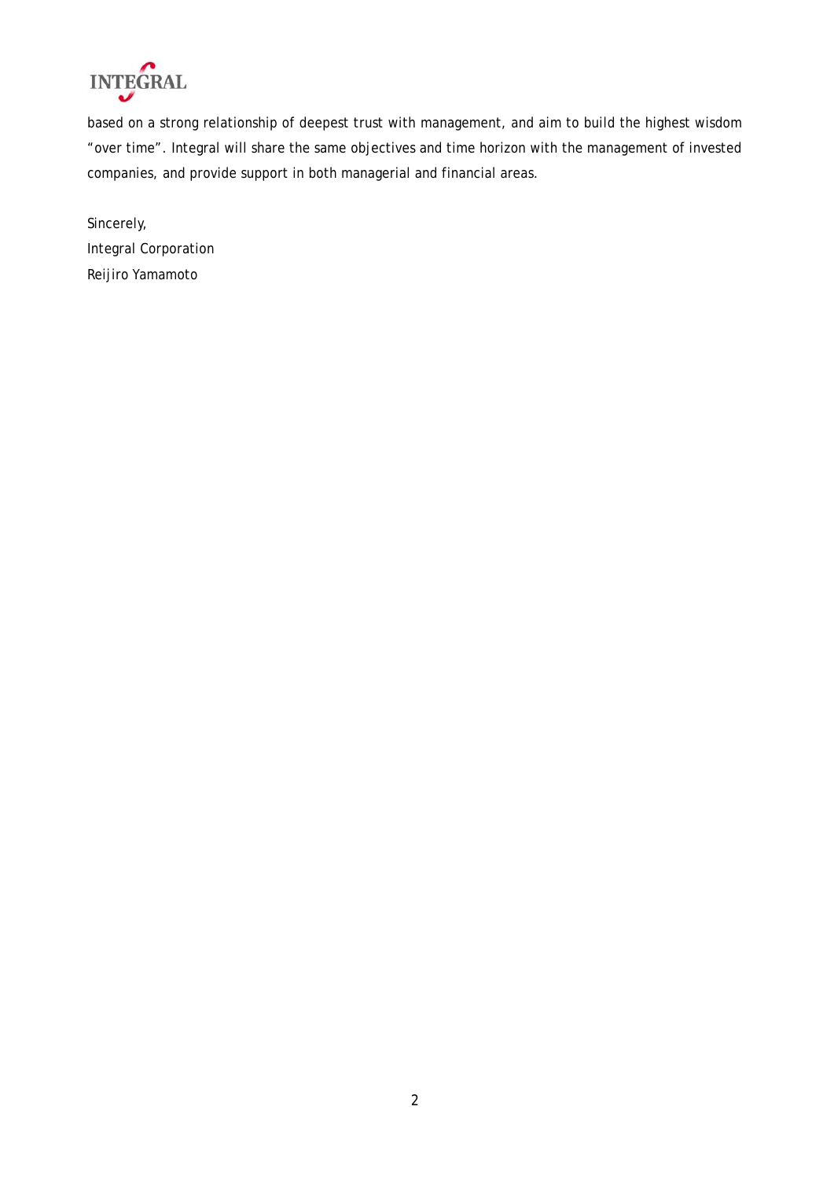based on a strong relationship of deepest trust with management, and aim to build the highest wisdom "over time". Integral will share the same objectives and time horizon with the management of invested companies, and provide support in both managerial and financial areas.

Sincerely,
Integral Corporation
Reijiro Yamamoto